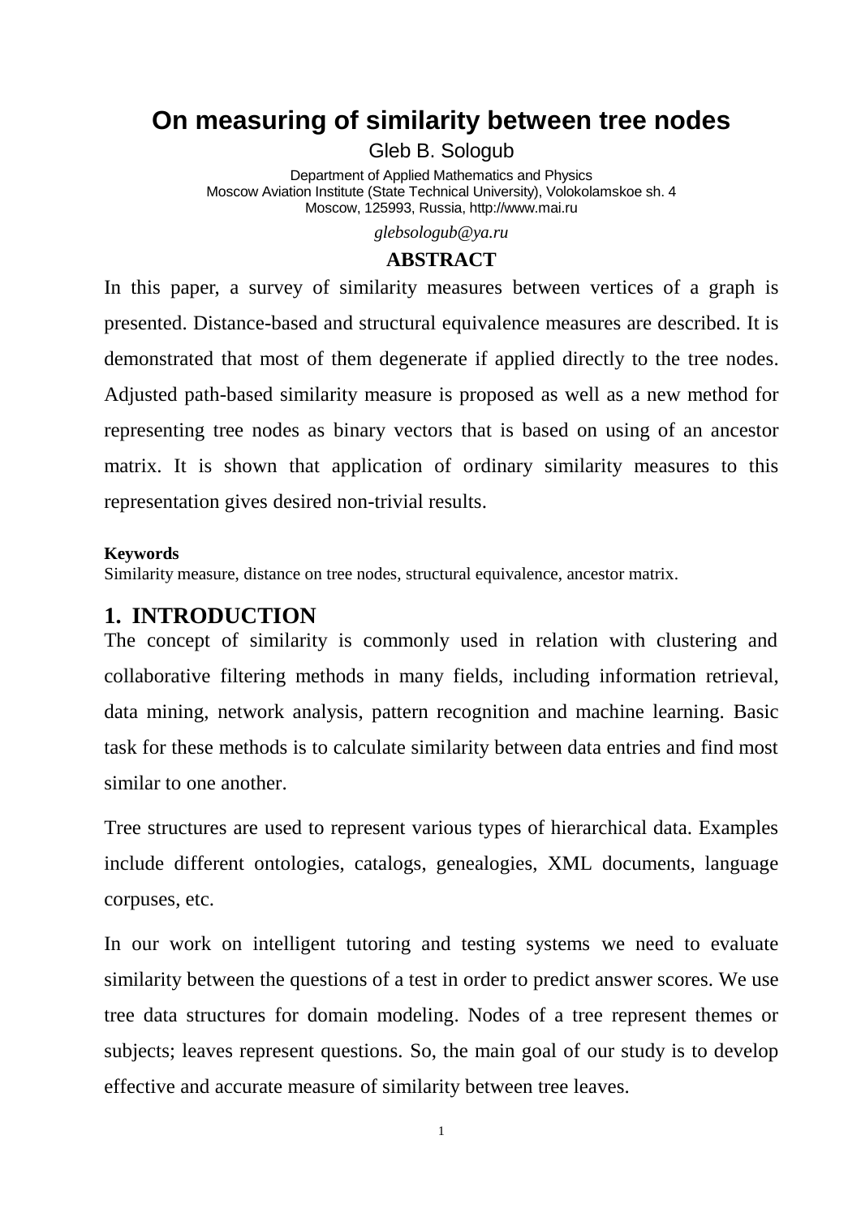# On measuring of similarity between tree nodes

Gleb B. Sologub

Department of Applied Mathematics and Physics
Moscow Aviation Institute (State Technical University), Volokolamskoe sh. 4
Moscow, 125993, Russia, http://www.mai.ru

*glebsologub@ya.ru*

**ABSTRACT**

In this paper, a survey of similarity measures between vertices of a graph is presented. Distance-based and structural equivalence measures are described. It is demonstrated that most of them degenerate if applied directly to the tree nodes. Adjusted path-based similarity measure is proposed as well as a new method for representing tree nodes as binary vectors that is based on using of an ancestor matrix. It is shown that application of ordinary similarity measures to this representation gives desired non-trivial results.

**Keywords**

Similarity measure, distance on tree nodes, structural equivalence, ancestor matrix.

## 1. INTRODUCTION

The concept of similarity is commonly used in relation with clustering and collaborative filtering methods in many fields, including information retrieval, data mining, network analysis, pattern recognition and machine learning. Basic task for these methods is to calculate similarity between data entries and find most similar to one another.

Tree structures are used to represent various types of hierarchical data. Examples include different ontologies, catalogs, genealogies, XML documents, language corpuses, etc.

In our work on intelligent tutoring and testing systems we need to evaluate similarity between the questions of a test in order to predict answer scores. We use tree data structures for domain modeling. Nodes of a tree represent themes or subjects; leaves represent questions. So, the main goal of our study is to develop effective and accurate measure of similarity between tree leaves.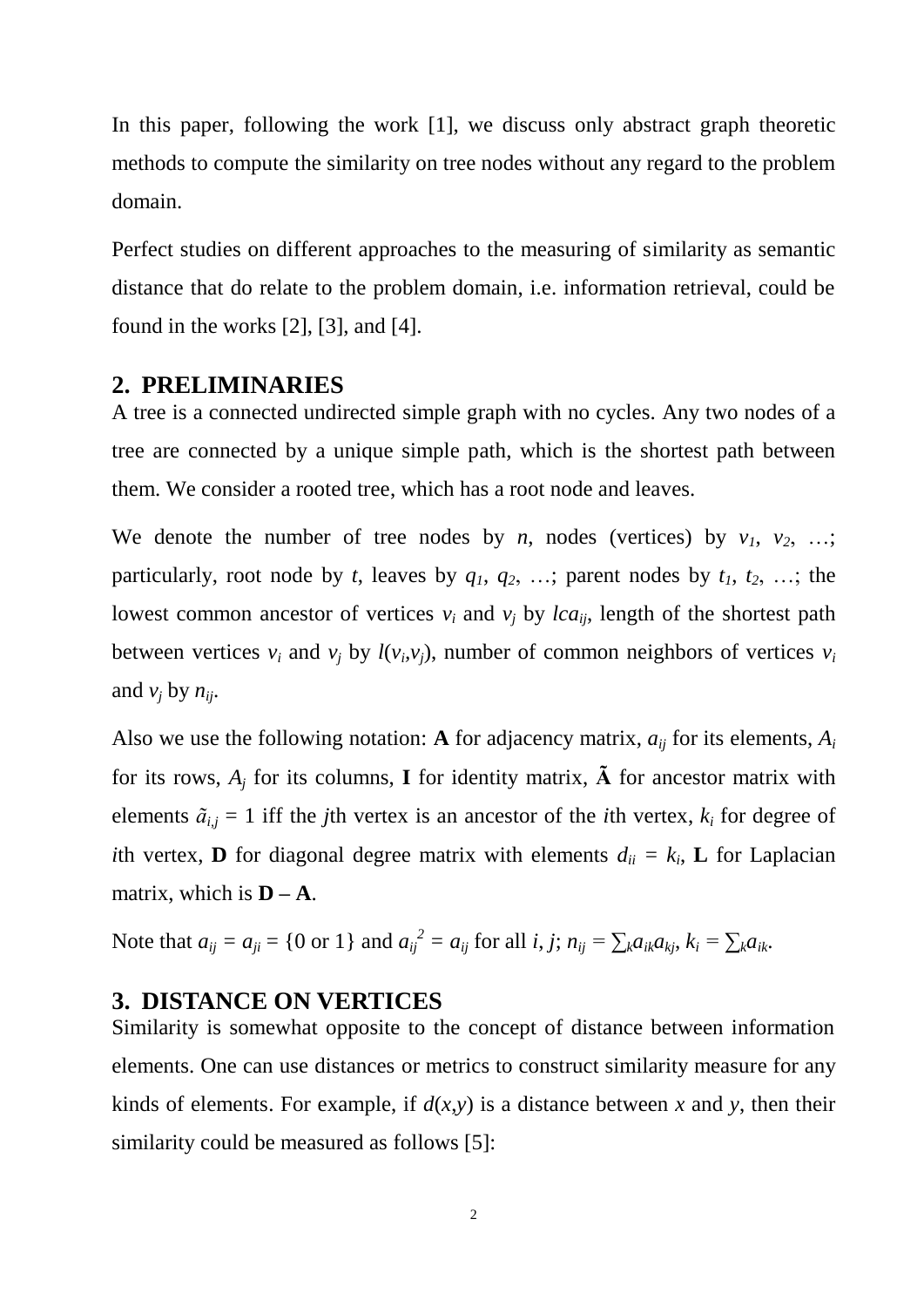In this paper, following the work [1], we discuss only abstract graph theoretic methods to compute the similarity on tree nodes without any regard to the problem domain.

Perfect studies on different approaches to the measuring of similarity as semantic distance that do relate to the problem domain, i.e. information retrieval, could be found in the works [2], [3], and [4].

## 2. PRELIMINARIES

A tree is a connected undirected simple graph with no cycles. Any two nodes of a tree are connected by a unique simple path, which is the shortest path between them. We consider a rooted tree, which has a root node and leaves.

We denote the number of tree nodes by $n$, nodes (vertices) by $v_1$, $v_2$, …; particularly, root node by $t$, leaves by $q_1$, $q_2$, …; parent nodes by $t_1$, $t_2$, …; the lowest common ancestor of vertices $v_i$ and $v_j$ by $lca_{ij}$, length of the shortest path between vertices $v_i$ and $v_j$ by $l(v_i,v_j)$, number of common neighbors of vertices $v_i$ and $v_j$ by $n_{ij}$.

Also we use the following notation: **A** for adjacency matrix, $a_{ij}$ for its elements, $A_i$ for its rows, $A_j$ for its columns, **I** for identity matrix, $\mathbf{\tilde{A}}$ for ancestor matrix with elements $\tilde{a}_{i,j} = 1$ iff the $j$th vertex is an ancestor of the $i$th vertex, $k_i$ for degree of $i$th vertex, **D** for diagonal degree matrix with elements $d_{ii} = k_i$, **L** for Laplacian matrix, which is $\mathbf{D} - \mathbf{A}$.

Note that $a_{ij} = a_{ji} = \{0 \text{ or } 1\}$ and $a_{ij}^{\,2} = a_{ij}$ for all $i$, $j$; $n_{ij} = \sum_k a_{ik} a_{kj}$, $k_i = \sum_k a_{ik}$.

## 3. DISTANCE ON VERTICES

Similarity is somewhat opposite to the concept of distance between information elements. One can use distances or metrics to construct similarity measure for any kinds of elements. For example, if $d(x,y)$ is a distance between $x$ and $y$, then their similarity could be measured as follows [5]: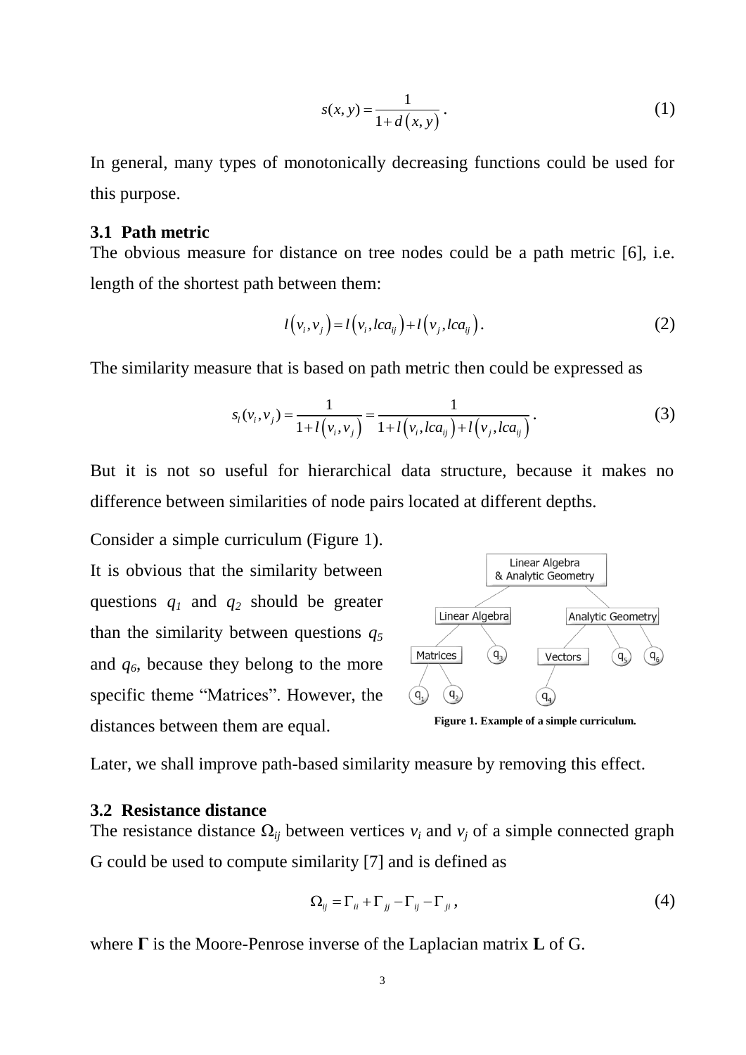$$s(x,y) = \frac{1}{1 + d(x,y)}. \tag{1}$$

In general, many types of monotonically decreasing functions could be used for this purpose.

### 3.1 Path metric

The obvious measure for distance on tree nodes could be a path metric [6], i.e. length of the shortest path between them:

$$l(v_i, v_j) = l(v_i, lca_{ij}) + l(v_j, lca_{ij}). \tag{2}$$

The similarity measure that is based on path metric then could be expressed as

$$s_l(v_i, v_j) = \frac{1}{1 + l(v_i, v_j)} = \frac{1}{1 + l(v_i, lca_{ij}) + l(v_j, lca_{ij})}. \tag{3}$$

But it is not so useful for hierarchical data structure, because it makes no difference between similarities of node pairs located at different depths.

Consider a simple curriculum (Figure 1). It is obvious that the similarity between questions $q_1$ and $q_2$ should be greater than the similarity between questions $q_5$ and $q_6$, because they belong to the more specific theme "Matrices". However, the distances between them are equal.

**Figure 1. Example of a simple curriculum.**

Later, we shall improve path-based similarity measure by removing this effect.

### 3.2 Resistance distance

The resistance distance $\Omega_{ij}$ between vertices $v_i$ and $v_j$ of a simple connected graph G could be used to compute similarity [7] and is defined as

$$\Omega_{ij} = \Gamma_{ii} + \Gamma_{jj} - \Gamma_{ij} - \Gamma_{ji}, \tag{4}$$

where $\mathbf{\Gamma}$ is the Moore-Penrose inverse of the Laplacian matrix $\mathbf{L}$ of G.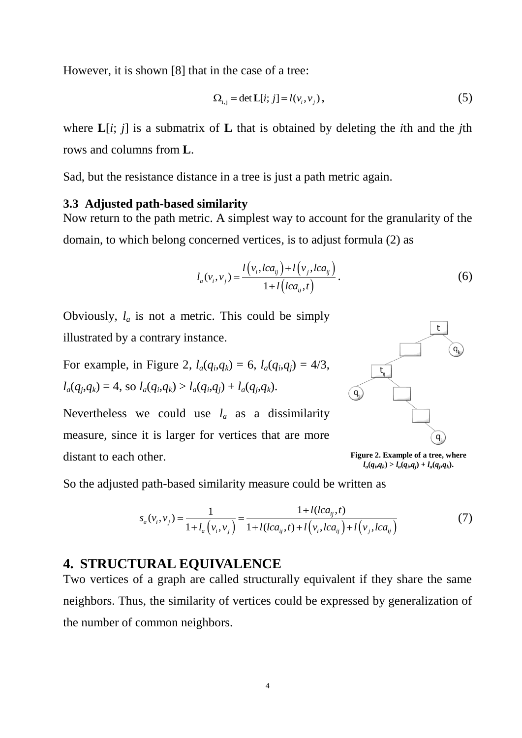However, it is shown [8] that in the case of a tree:

$$\Omega_{i,j} = \det \mathbf{L}[i;\, j] = l(v_i, v_j)\,, \tag{5}$$

where $\mathbf{L}[i;\, j]$ is a submatrix of $\mathbf{L}$ that is obtained by deleting the $i$th and the $j$th rows and columns from $\mathbf{L}$.

Sad, but the resistance distance in a tree is just a path metric again.

### 3.3 Adjusted path-based similarity

Now return to the path metric. A simplest way to account for the granularity of the domain, to which belong concerned vertices, is to adjust formula (2) as

$$l_a(v_i, v_j) = \frac{l\left(v_i, lca_{ij}\right) + l\left(v_j, lca_{ij}\right)}{1 + l\left(lca_{ij}, t\right)}\,. \tag{6}$$

Obviously, $l_a$ is not a metric. This could be simply illustrated by a contrary instance.

For example, in Figure 2, $l_a(q_i,q_k) = 6$, $l_a(q_i,q_j) = 4/3$, $l_a(q_j,q_k) = 4$, so $l_a(q_i,q_k) > l_a(q_i,q_j) + l_a(q_j,q_k)$.

Nevertheless we could use $l_a$ as a dissimilarity measure, since it is larger for vertices that are more distant to each other.

**Figure 2. Example of a tree, where $l_a(q_i,q_k) > l_a(q_i,q_j) + l_a(q_j,q_k)$.**

So the adjusted path-based similarity measure could be written as

$$s_a(v_i, v_j) = \frac{1}{1 + l_a\left(v_i, v_j\right)} = \frac{1 + l(lca_{ij}, t)}{1 + l(lca_{ij}, t) + l\left(v_i, lca_{ij}\right) + l\left(v_j, lca_{ij}\right)} \tag{7}$$

## 4. STRUCTURAL EQUIVALENCE

Two vertices of a graph are called structurally equivalent if they share the same neighbors. Thus, the similarity of vertices could be expressed by generalization of the number of common neighbors.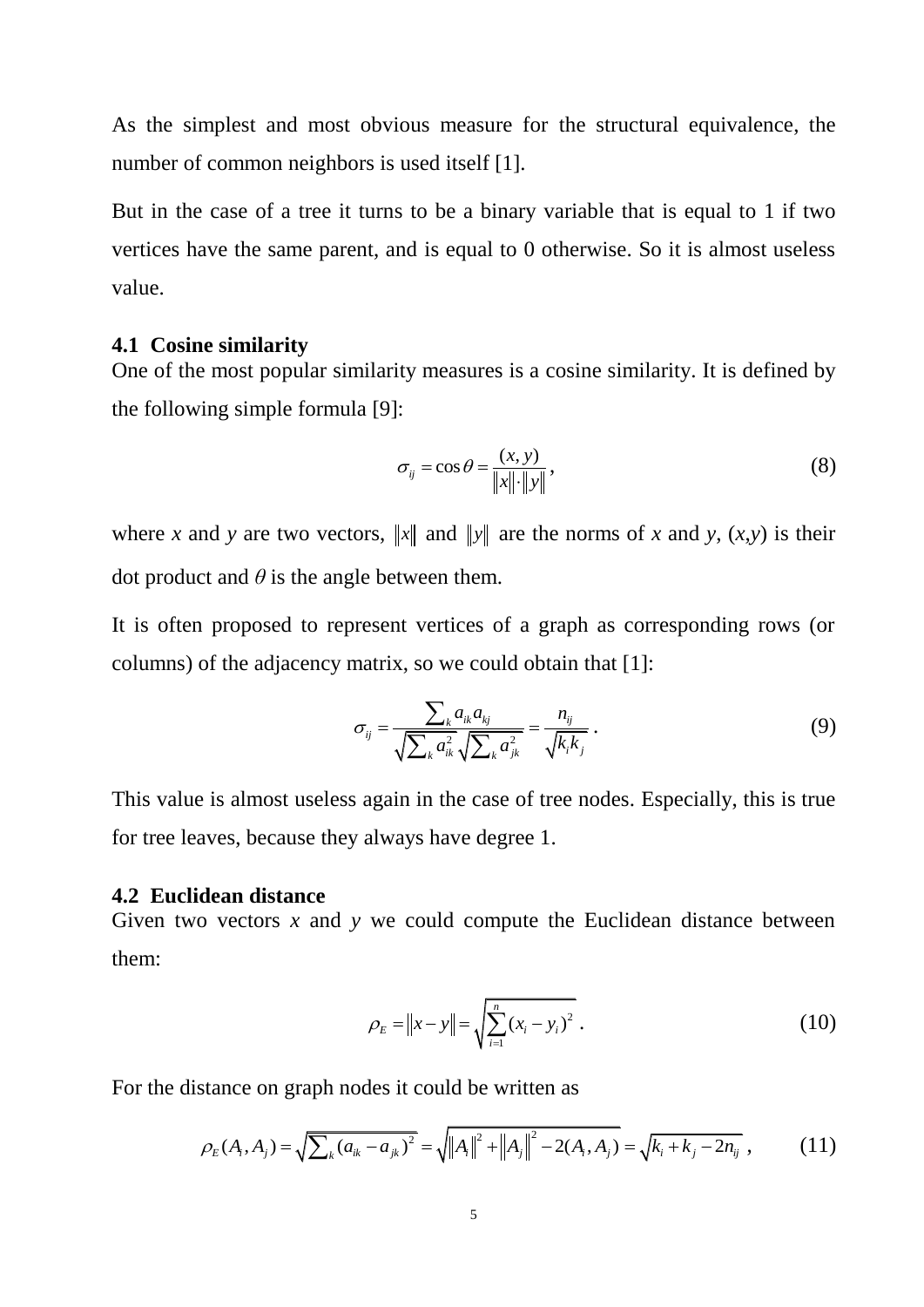As the simplest and most obvious measure for the structural equivalence, the number of common neighbors is used itself [1].

But in the case of a tree it turns to be a binary variable that is equal to 1 if two vertices have the same parent, and is equal to 0 otherwise. So it is almost useless value.

### 4.1 Cosine similarity

One of the most popular similarity measures is a cosine similarity. It is defined by the following simple formula [9]:

$$\sigma_{ij} = \cos\theta = \frac{(x, y)}{\|x\| \cdot \|y\|}, \tag{8}$$

where $x$ and $y$ are two vectors, $\|x\|$ and $\|y\|$ are the norms of $x$ and $y$, $(x,y)$ is their dot product and $\theta$ is the angle between them.

It is often proposed to represent vertices of a graph as corresponding rows (or columns) of the adjacency matrix, so we could obtain that [1]:

$$\sigma_{ij} = \frac{\sum_k a_{ik} a_{kj}}{\sqrt{\sum_k a_{ik}^2}\sqrt{\sum_k a_{jk}^2}} = \frac{n_{ij}}{\sqrt{k_i k_j}}\ . \tag{9}$$

This value is almost useless again in the case of tree nodes. Especially, this is true for tree leaves, because they always have degree 1.

### 4.2 Euclidean distance

Given two vectors $x$ and $y$ we could compute the Euclidean distance between them:

$$\rho_E = \|x - y\| = \sqrt{\sum_{i=1}^{n} (x_i - y_i)^2}\ . \tag{10}$$

For the distance on graph nodes it could be written as

$$\rho_E(A_i, A_j) = \sqrt{\sum_k (a_{ik} - a_{jk})^2} = \sqrt{\|A_i\|^2 + \|A_j\|^2 - 2(A_i, A_j)} = \sqrt{k_i + k_j - 2n_{ij}}\ , \tag{11}$$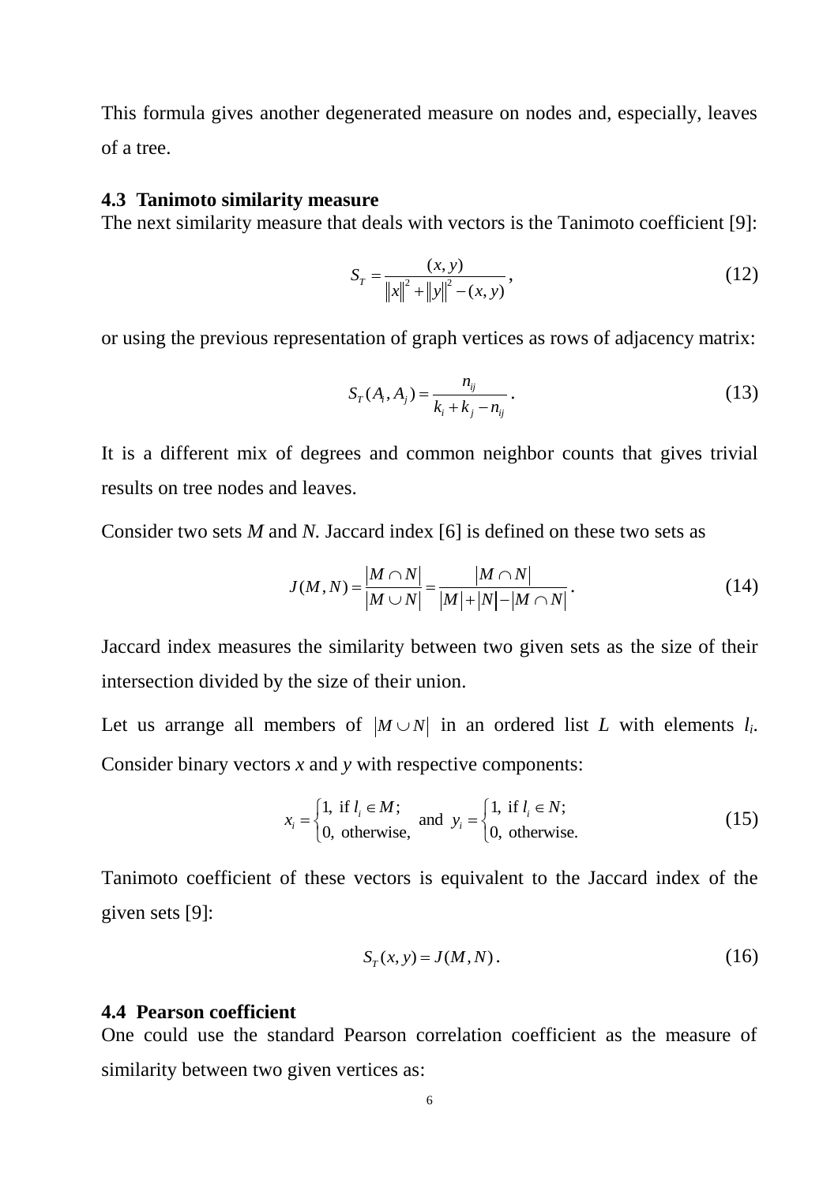This formula gives another degenerated measure on nodes and, especially, leaves of a tree.

### 4.3 Tanimoto similarity measure

The next similarity measure that deals with vectors is the Tanimoto coefficient [9]:

$$S_T = \frac{(x, y)}{\|x\|^2 + \|y\|^2 - (x, y)}, \tag{12}$$

or using the previous representation of graph vertices as rows of adjacency matrix:

$$S_T(A_i, A_j) = \frac{n_{ij}}{k_i + k_j - n_{ij}}. \tag{13}$$

It is a different mix of degrees and common neighbor counts that gives trivial results on tree nodes and leaves.

Consider two sets *M* and *N*. Jaccard index [6] is defined on these two sets as

$$J(M, N) = \frac{|M \cap N|}{|M \cup N|} = \frac{|M \cap N|}{|M| + |N| - |M \cap N|}. \tag{14}$$

Jaccard index measures the similarity between two given sets as the size of their intersection divided by the size of their union.

Let us arrange all members of $|M \cup N|$ in an ordered list *L* with elements $l_i$. Consider binary vectors *x* and *y* with respective components:

$$x_i = \begin{cases} 1, \text{ if } l_i \in M; \\ 0, \text{ otherwise,} \end{cases} \text{ and } y_i = \begin{cases} 1, \text{ if } l_i \in N; \\ 0, \text{ otherwise.} \end{cases} \tag{15}$$

Tanimoto coefficient of these vectors is equivalent to the Jaccard index of the given sets [9]:

$$S_T(x, y) = J(M, N). \tag{16}$$

### 4.4 Pearson coefficient

One could use the standard Pearson correlation coefficient as the measure of similarity between two given vertices as: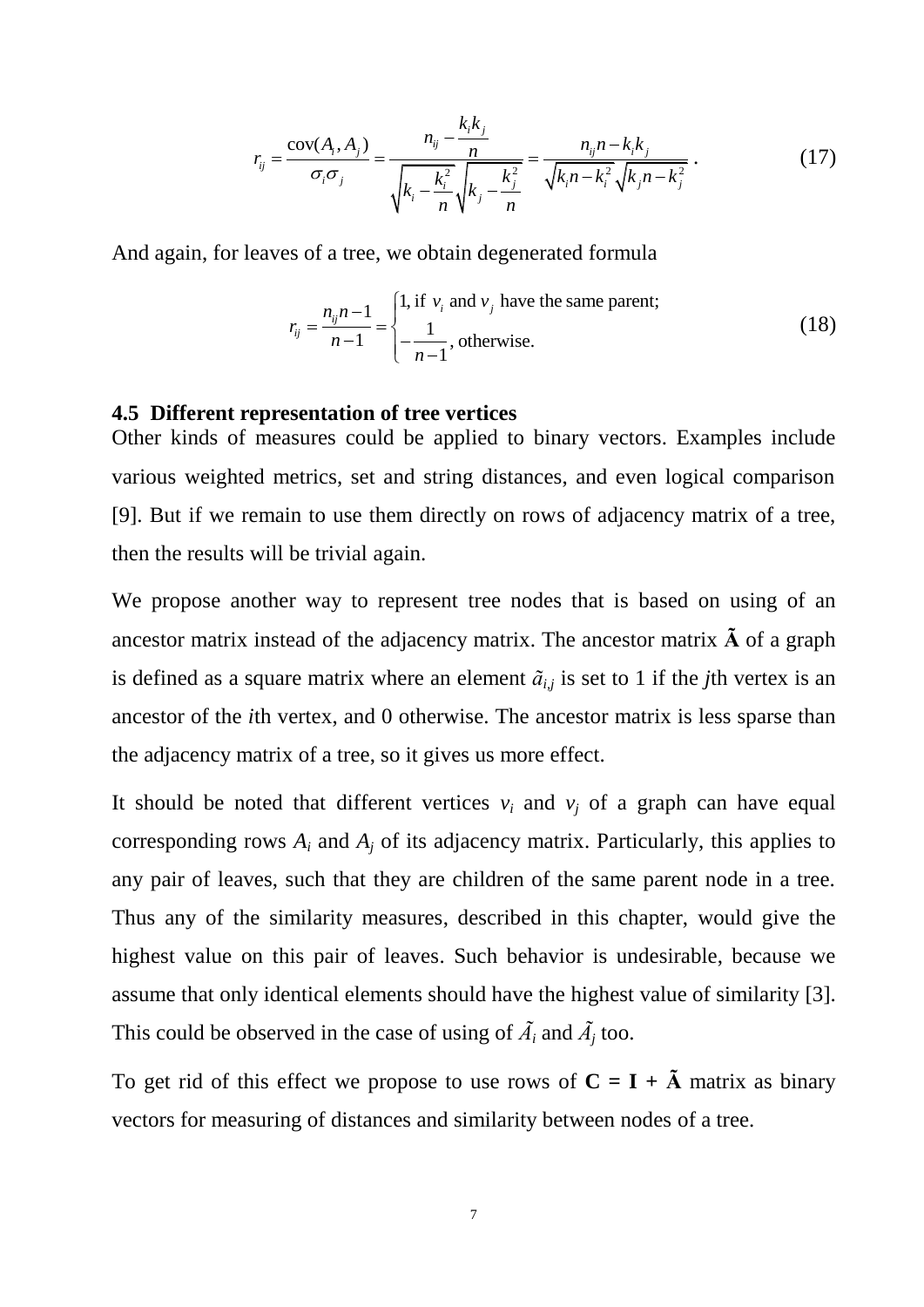$$r_{ij} = \frac{\operatorname{cov}(A_i, A_j)}{\sigma_i \sigma_j} = \frac{n_{ij} - \dfrac{k_i k_j}{n}}{\sqrt{k_i - \dfrac{k_i^2}{n}}\sqrt{k_j - \dfrac{k_j^2}{n}}} = \frac{n_{ij} n - k_i k_j}{\sqrt{k_i n - k_i^2}\sqrt{k_j n - k_j^2}} \,. \tag{17}$$

And again, for leaves of a tree, we obtain degenerated formula

$$r_{ij} = \frac{n_{ij} n - 1}{n - 1} = \begin{cases} 1, \text{if } v_i \text{ and } v_j \text{ have the same parent;} \\ -\dfrac{1}{n-1}, \text{otherwise.} \end{cases} \tag{18}$$

### 4.5 Different representation of tree vertices

Other kinds of measures could be applied to binary vectors. Examples include various weighted metrics, set and string distances, and even logical comparison [9]. But if we remain to use them directly on rows of adjacency matrix of a tree, then the results will be trivial again.

We propose another way to represent tree nodes that is based on using of an ancestor matrix instead of the adjacency matrix. The ancestor matrix $\tilde{\mathbf{A}}$ of a graph is defined as a square matrix where an element $\tilde{a}_{i,j}$ is set to 1 if the *j*th vertex is an ancestor of the *i*th vertex, and 0 otherwise. The ancestor matrix is less sparse than the adjacency matrix of a tree, so it gives us more effect.

It should be noted that different vertices $v_i$ and $v_j$ of a graph can have equal corresponding rows $A_i$ and $A_j$ of its adjacency matrix. Particularly, this applies to any pair of leaves, such that they are children of the same parent node in a tree. Thus any of the similarity measures, described in this chapter, would give the highest value on this pair of leaves. Such behavior is undesirable, because we assume that only identical elements should have the highest value of similarity [3]. This could be observed in the case of using of $\tilde{A}_i$ and $\tilde{A}_j$ too.

To get rid of this effect we propose to use rows of $\mathbf{C} = \mathbf{I} + \tilde{\mathbf{A}}$ matrix as binary vectors for measuring of distances and similarity between nodes of a tree.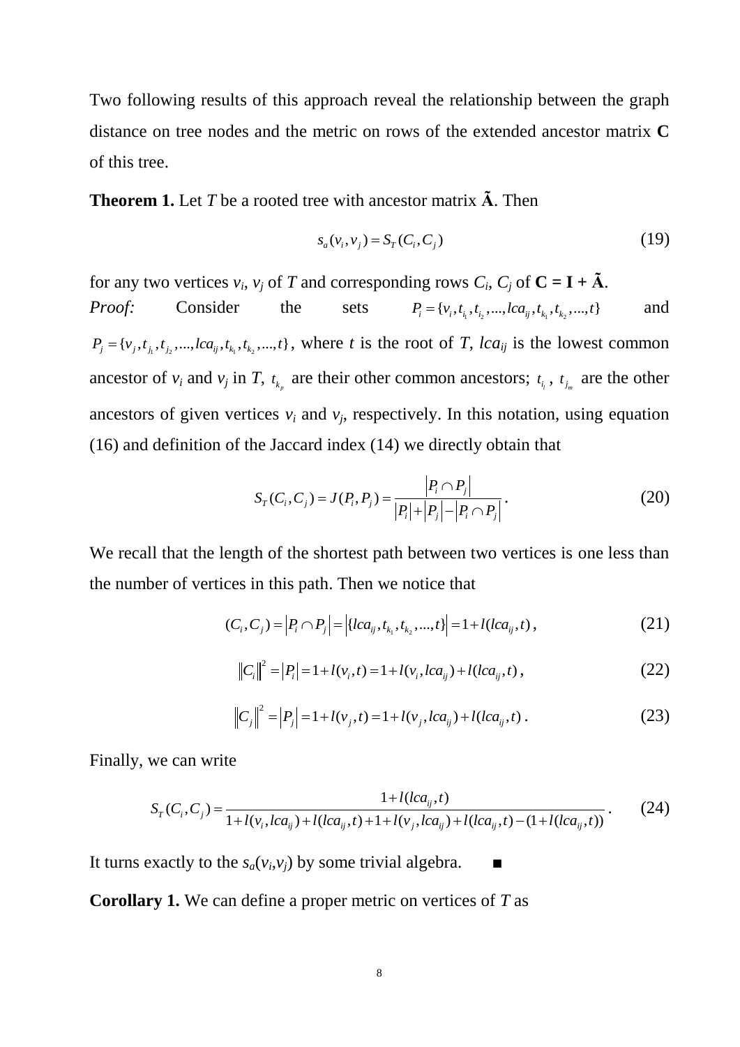Two following results of this approach reveal the relationship between the graph distance on tree nodes and the metric on rows of the extended ancestor matrix **C** of this tree.

**Theorem 1.** Let $T$ be a rooted tree with ancestor matrix $\tilde{\mathbf{A}}$. Then

$$s_a(v_i, v_j) = S_T(C_i, C_j) \tag{19}$$

for any two vertices $v_i$, $v_j$ of $T$ and corresponding rows $C_i$, $C_j$ of $\mathbf{C} = \mathbf{I} + \tilde{\mathbf{A}}$.

*Proof:* Consider the sets $P_i = \{v_i, t_{i_1}, t_{i_2}, ..., lca_{ij}, t_{k_1}, t_{k_2}, ..., t\}$ and $P_j = \{v_j, t_{j_1}, t_{j_2}, ..., lca_{ij}, t_{k_1}, t_{k_2}, ..., t\}$, where $t$ is the root of $T$, $lca_{ij}$ is the lowest common ancestor of $v_i$ and $v_j$ in $T$, $t_{k_p}$ are their other common ancestors; $t_{i_l}$, $t_{j_m}$ are the other ancestors of given vertices $v_i$ and $v_j$, respectively. In this notation, using equation (16) and definition of the Jaccard index (14) we directly obtain that

$$S_T(C_i, C_j) = J(P_i, P_j) = \frac{|P_i \cap P_j|}{|P_i| + |P_j| - |P_i \cap P_j|}. \tag{20}$$

We recall that the length of the shortest path between two vertices is one less than the number of vertices in this path. Then we notice that

$$(C_i, C_j) = |P_i \cap P_j| = |\{lca_{ij}, t_{k_1}, t_{k_2}, ..., t\}| = 1 + l(lca_{ij}, t), \tag{21}$$

$$\|C_i\|^2 = |P_i| = 1 + l(v_i, t) = 1 + l(v_i, lca_{ij}) + l(lca_{ij}, t), \tag{22}$$

$$\|C_j\|^2 = |P_j| = 1 + l(v_j, t) = 1 + l(v_j, lca_{ij}) + l(lca_{ij}, t). \tag{23}$$

Finally, we can write

$$S_T(C_i, C_j) = \frac{1 + l(lca_{ij}, t)}{1 + l(v_i, lca_{ij}) + l(lca_{ij}, t) + 1 + l(v_j, lca_{ij}) + l(lca_{ij}, t) - (1 + l(lca_{ij}, t))}. \tag{24}$$

It turns exactly to the $s_a(v_i, v_j)$ by some trivial algebra. ■

**Corollary 1.** We can define a proper metric on vertices of $T$ as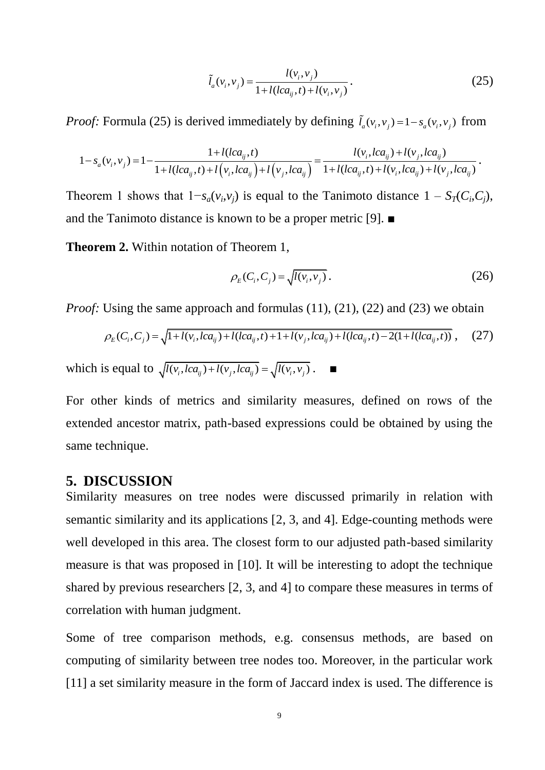$$\tilde{l}_a(v_i, v_j) = \frac{l(v_i, v_j)}{1 + l(lca_{ij}, t) + l(v_i, v_j)}. \tag{25}$$

*Proof:* Formula (25) is derived immediately by defining $\tilde{l}_a(v_i, v_j) = 1 - s_a(v_i, v_j)$ from

$$1 - s_a(v_i, v_j) = 1 - \frac{1 + l(lca_{ij}, t)}{1 + l(lca_{ij}, t) + l\left(v_i, lca_{ij}\right) + l\left(v_j, lca_{ij}\right)} = \frac{l(v_i, lca_{ij}) + l(v_j, lca_{ij})}{1 + l(lca_{ij}, t) + l(v_i, lca_{ij}) + l(v_j, lca_{ij})}.$$

Theorem 1 shows that $1 - s_a(v_i, v_j)$ is equal to the Tanimoto distance $1 - S_T(C_i, C_j)$, and the Tanimoto distance is known to be a proper metric [9]. ■

**Theorem 2.** Within notation of Theorem 1,

$$\rho_E(C_i, C_j) = \sqrt{l(v_i, v_j)}. \tag{26}$$

*Proof:* Using the same approach and formulas (11), (21), (22) and (23) we obtain

$$\rho_E(C_i, C_j) = \sqrt{1 + l(v_i, lca_{ij}) + l(lca_{ij}, t) + 1 + l(v_j, lca_{ij}) + l(lca_{ij}, t) - 2(1 + l(lca_{ij}, t))}, \tag{27}$$

which is equal to $\sqrt{l(v_i, lca_{ij}) + l(v_j, lca_{ij})} = \sqrt{l(v_i, v_j)}$. ■

For other kinds of metrics and similarity measures, defined on rows of the extended ancestor matrix, path-based expressions could be obtained by using the same technique.

## 5. DISCUSSION

Similarity measures on tree nodes were discussed primarily in relation with semantic similarity and its applications [2, 3, and 4]. Edge-counting methods were well developed in this area. The closest form to our adjusted path-based similarity measure is that was proposed in [10]. It will be interesting to adopt the technique shared by previous researchers [2, 3, and 4] to compare these measures in terms of correlation with human judgment.

Some of tree comparison methods, e.g. consensus methods, are based on computing of similarity between tree nodes too. Moreover, in the particular work [11] a set similarity measure in the form of Jaccard index is used. The difference is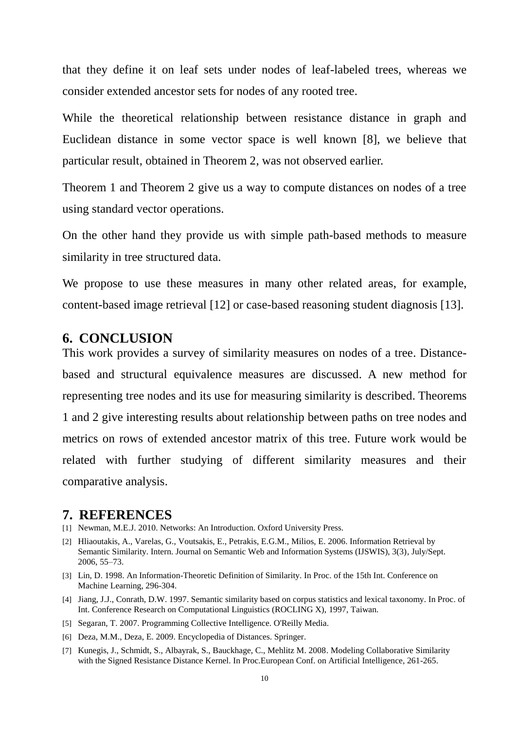that they define it on leaf sets under nodes of leaf-labeled trees, whereas we consider extended ancestor sets for nodes of any rooted tree.

While the theoretical relationship between resistance distance in graph and Euclidean distance in some vector space is well known [8], we believe that particular result, obtained in Theorem 2, was not observed earlier.

Theorem 1 and Theorem 2 give us a way to compute distances on nodes of a tree using standard vector operations.

On the other hand they provide us with simple path-based methods to measure similarity in tree structured data.

We propose to use these measures in many other related areas, for example, content-based image retrieval [12] or case-based reasoning student diagnosis [13].

## 6. CONCLUSION

This work provides a survey of similarity measures on nodes of a tree. Distance-based and structural equivalence measures are discussed. A new method for representing tree nodes and its use for measuring similarity is described. Theorems 1 and 2 give interesting results about relationship between paths on tree nodes and metrics on rows of extended ancestor matrix of this tree. Future work would be related with further studying of different similarity measures and their comparative analysis.

## 7. REFERENCES

[1] Newman, M.E.J. 2010. Networks: An Introduction. Oxford University Press.

[2] Hliaoutakis, A., Varelas, G., Voutsakis, E., Petrakis, E.G.M., Milios, E. 2006. Information Retrieval by Semantic Similarity. Intern. Journal on Semantic Web and Information Systems (IJSWIS), 3(3), July/Sept. 2006, 55–73.

[3] Lin, D. 1998. An Information-Theoretic Definition of Similarity. In Proc. of the 15th Int. Conference on Machine Learning, 296-304.

[4] Jiang, J.J., Conrath, D.W. 1997. Semantic similarity based on corpus statistics and lexical taxonomy. In Proc. of Int. Conference Research on Computational Linguistics (ROCLING X), 1997, Taiwan.

[5] Segaran, T. 2007. Programming Collective Intelligence. O'Reilly Media.

[6] Deza, M.M., Deza, E. 2009. Encyclopedia of Distances. Springer.

[7] Kunegis, J., Schmidt, S., Albayrak, S., Bauckhage, C., Mehlitz M. 2008. Modeling Collaborative Similarity with the Signed Resistance Distance Kernel. In Proc.European Conf. on Artificial Intelligence, 261-265.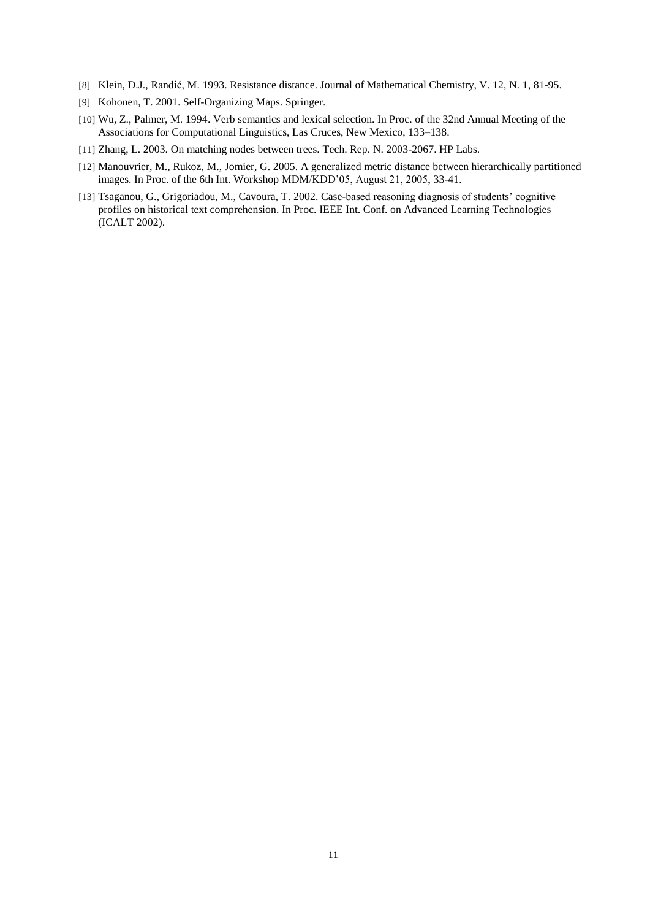[8] Klein, D.J., Randić, M. 1993. Resistance distance. Journal of Mathematical Chemistry, V. 12, N. 1, 81-95.

[9] Kohonen, T. 2001. Self-Organizing Maps. Springer.

[10] Wu, Z., Palmer, M. 1994. Verb semantics and lexical selection. In Proc. of the 32nd Annual Meeting of the Associations for Computational Linguistics, Las Cruces, New Mexico, 133–138.

[11] Zhang, L. 2003. On matching nodes between trees. Tech. Rep. N. 2003-2067. HP Labs.

[12] Manouvrier, M., Rukoz, M., Jomier, G. 2005. A generalized metric distance between hierarchically partitioned images. In Proc. of the 6th Int. Workshop MDM/KDD'05, August 21, 2005, 33-41.

[13] Tsaganou, G., Grigoriadou, M., Cavoura, T. 2002. Case-based reasoning diagnosis of students' cognitive profiles on historical text comprehension. In Proc. IEEE Int. Conf. on Advanced Learning Technologies (ICALT 2002).